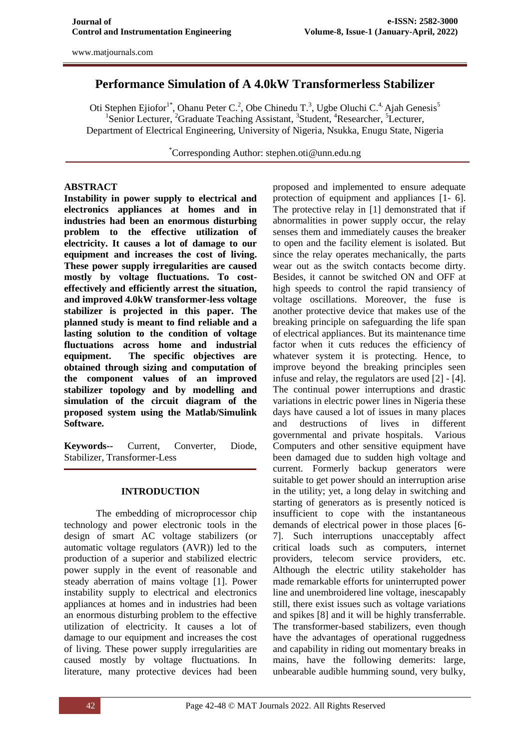# Performance Simulation of A 4.0kW Transformerless Stabilizer

Oti Stephen Ejiofor[1*], Ohanu Peter C.[2], Obe Chinedu T.[3], Ugbe Oluchi C.[4], Ajah Genesis[5]
[1]Senior Lecturer, [2]Graduate Teaching Assistant, [3]Student, [4]Researcher, [5]Lecturer,
Department of Electrical Engineering, University of Nigeria, Nsukka, Enugu State, Nigeria

[*]Corresponding Author: stephen.oti@unn.edu.ng

## ABSTRACT

**Instability in power supply to electrical and electronics appliances at homes and in industries had been an enormous disturbing problem to the effective utilization of electricity. It causes a lot of damage to our equipment and increases the cost of living. These power supply irregularities are caused mostly by voltage fluctuations. To cost-effectively and efficiently arrest the situation, and improved 4.0kW transformer-less voltage stabilizer is projected in this paper. The planned study is meant to find reliable and a lasting solution to the condition of voltage fluctuations across home and industrial equipment. The specific objectives are obtained through sizing and computation of the component values of an improved stabilizer topology and by modelling and simulation of the circuit diagram of the proposed system using the Matlab/Simulink Software.**

**Keywords--** Current, Converter, Diode, Stabilizer, Transformer-Less

## INTRODUCTION

The embedding of microprocessor chip technology and power electronic tools in the design of smart AC voltage stabilizers (or automatic voltage regulators (AVR)) led to the production of a superior and stabilized electric power supply in the event of reasonable and steady aberration of mains voltage [1]. Power instability supply to electrical and electronics appliances at homes and in industries had been an enormous disturbing problem to the effective utilization of electricity. It causes a lot of damage to our equipment and increases the cost of living. These power supply irregularities are caused mostly by voltage fluctuations. In literature, many protective devices had been proposed and implemented to ensure adequate protection of equipment and appliances [1- 6]. The protective relay in [1] demonstrated that if abnormalities in power supply occur, the relay senses them and immediately causes the breaker to open and the facility element is isolated. But since the relay operates mechanically, the parts wear out as the switch contacts become dirty. Besides, it cannot be switched ON and OFF at high speeds to control the rapid transiency of voltage oscillations. Moreover, the fuse is another protective device that makes use of the breaking principle on safeguarding the life span of electrical appliances. But its maintenance time factor when it cuts reduces the efficiency of whatever system it is protecting. Hence, to improve beyond the breaking principles seen infuse and relay, the regulators are used [2] - [4]. The continual power interruptions and drastic variations in electric power lines in Nigeria these days have caused a lot of issues in many places and destructions of lives in different governmental and private hospitals. Various Computers and other sensitive equipment have been damaged due to sudden high voltage and current. Formerly backup generators were suitable to get power should an interruption arise in the utility; yet, a long delay in switching and starting of generators as is presently noticed is insufficient to cope with the instantaneous demands of electrical power in those places [6-7]. Such interruptions unacceptably affect critical loads such as computers, internet providers, telecom service providers, etc. Although the electric utility stakeholder has made remarkable efforts for uninterrupted power line and unembroidered line voltage, inescapably still, there exist issues such as voltage variations and spikes [8] and it will be highly transferrable. The transformer-based stabilizers, even though have the advantages of operational ruggedness and capability in riding out momentary breaks in mains, have the following demerits: large, unbearable audible humming sound, very bulky,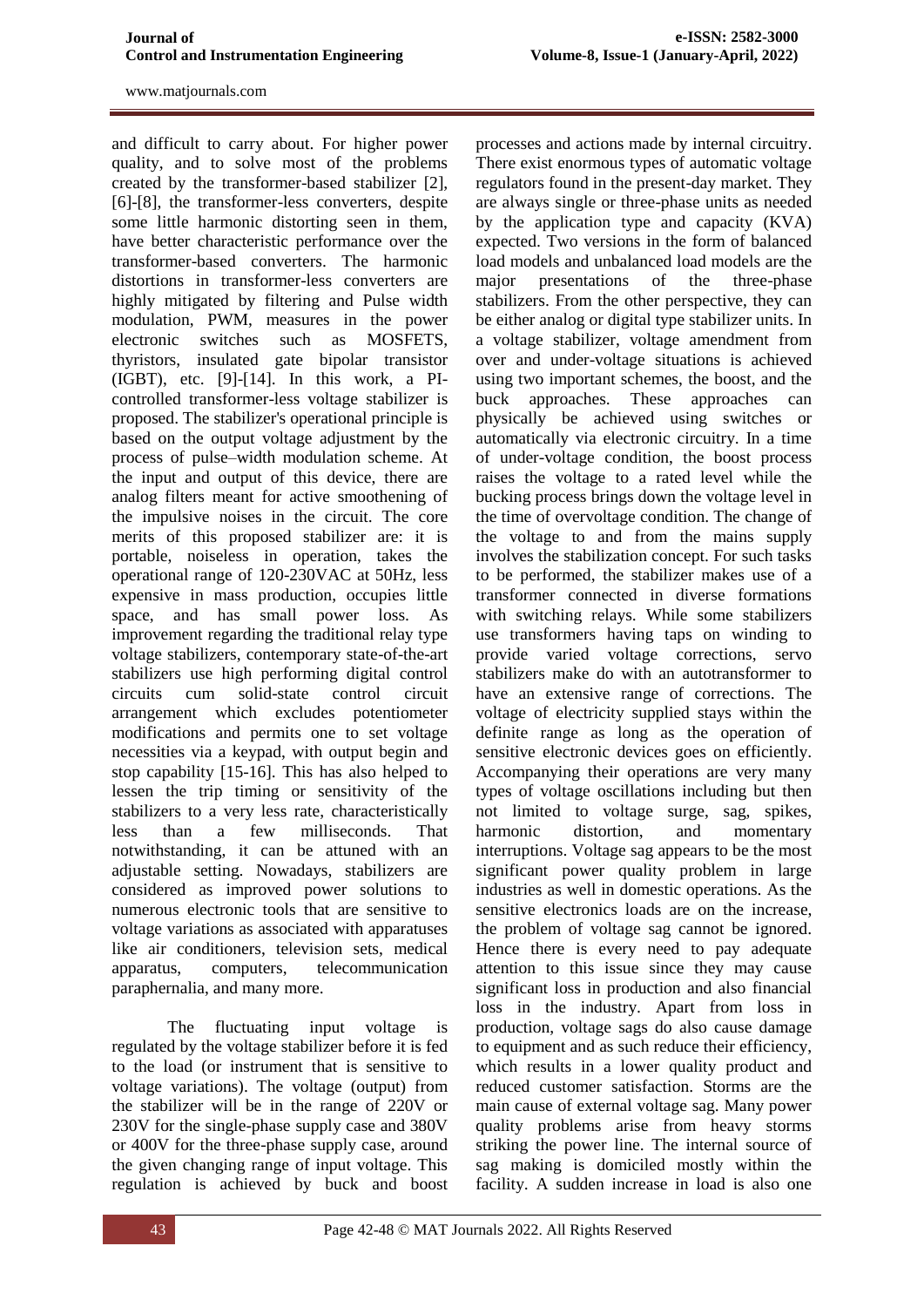and difficult to carry about. For higher power quality, and to solve most of the problems created by the transformer-based stabilizer [2], [6]-[8], the transformer-less converters, despite some little harmonic distorting seen in them, have better characteristic performance over the transformer-based converters. The harmonic distortions in transformer-less converters are highly mitigated by filtering and Pulse width modulation, PWM, measures in the power electronic switches such as MOSFETS, thyristors, insulated gate bipolar transistor (IGBT), etc. [9]-[14]. In this work, a PI-controlled transformer-less voltage stabilizer is proposed. The stabilizer's operational principle is based on the output voltage adjustment by the process of pulse–width modulation scheme. At the input and output of this device, there are analog filters meant for active smoothening of the impulsive noises in the circuit. The core merits of this proposed stabilizer are: it is portable, noiseless in operation, takes the operational range of 120-230VAC at 50Hz, less expensive in mass production, occupies little space, and has small power loss. As improvement regarding the traditional relay type voltage stabilizers, contemporary state-of-the-art stabilizers use high performing digital control circuits cum solid-state control circuit arrangement which excludes potentiometer modifications and permits one to set voltage necessities via a keypad, with output begin and stop capability [15-16]. This has also helped to lessen the trip timing or sensitivity of the stabilizers to a very less rate, characteristically less than a few milliseconds. That notwithstanding, it can be attuned with an adjustable setting. Nowadays, stabilizers are considered as improved power solutions to numerous electronic tools that are sensitive to voltage variations as associated with apparatuses like air conditioners, television sets, medical apparatus, computers, telecommunication paraphernalia, and many more.

The fluctuating input voltage is regulated by the voltage stabilizer before it is fed to the load (or instrument that is sensitive to voltage variations). The voltage (output) from the stabilizer will be in the range of 220V or 230V for the single-phase supply case and 380V or 400V for the three-phase supply case, around the given changing range of input voltage. This regulation is achieved by buck and boost processes and actions made by internal circuitry. There exist enormous types of automatic voltage regulators found in the present-day market. They are always single or three-phase units as needed by the application type and capacity (KVA) expected. Two versions in the form of balanced load models and unbalanced load models are the major presentations of the three-phase stabilizers. From the other perspective, they can be either analog or digital type stabilizer units. In a voltage stabilizer, voltage amendment from over and under-voltage situations is achieved using two important schemes, the boost, and the buck approaches. These approaches can physically be achieved using switches or automatically via electronic circuitry. In a time of under-voltage condition, the boost process raises the voltage to a rated level while the bucking process brings down the voltage level in the time of overvoltage condition. The change of the voltage to and from the mains supply involves the stabilization concept. For such tasks to be performed, the stabilizer makes use of a transformer connected in diverse formations with switching relays. While some stabilizers use transformers having taps on winding to provide varied voltage corrections, servo stabilizers make do with an autotransformer to have an extensive range of corrections. The voltage of electricity supplied stays within the definite range as long as the operation of sensitive electronic devices goes on efficiently. Accompanying their operations are very many types of voltage oscillations including but then not limited to voltage surge, sag, spikes, harmonic distortion, and momentary interruptions. Voltage sag appears to be the most significant power quality problem in large industries as well in domestic operations. As the sensitive electronics loads are on the increase, the problem of voltage sag cannot be ignored. Hence there is every need to pay adequate attention to this issue since they may cause significant loss in production and also financial loss in the industry. Apart from loss in production, voltage sags do also cause damage to equipment and as such reduce their efficiency, which results in a lower quality product and reduced customer satisfaction. Storms are the main cause of external voltage sag. Many power quality problems arise from heavy storms striking the power line. The internal source of sag making is domiciled mostly within the facility. A sudden increase in load is also one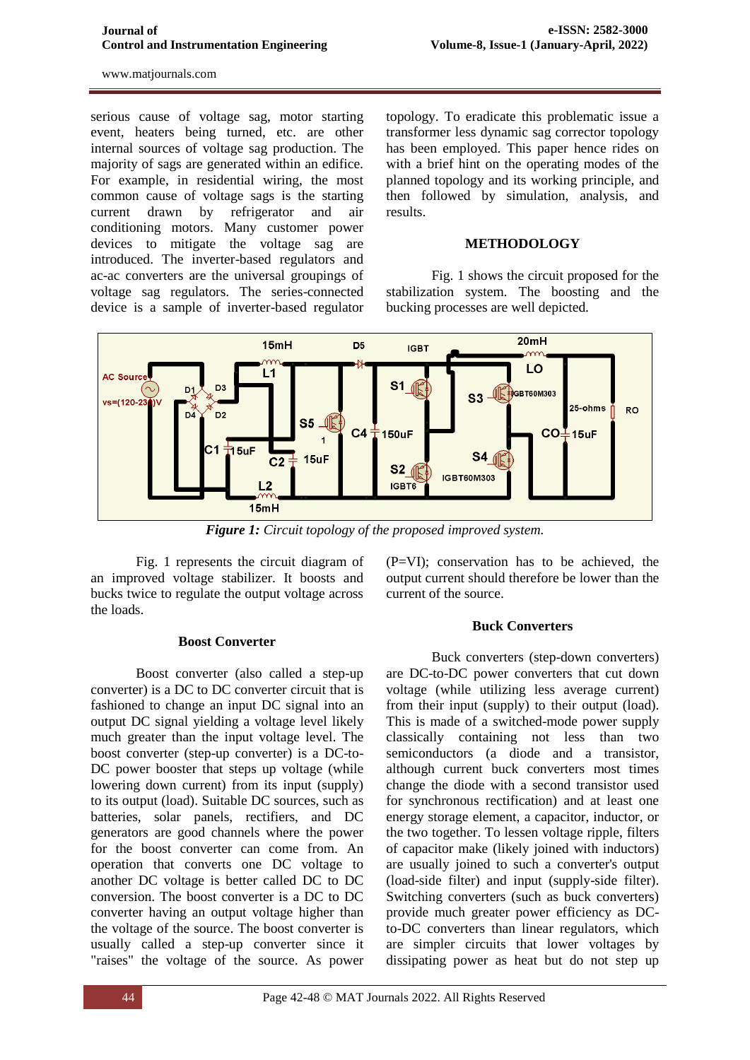serious cause of voltage sag, motor starting event, heaters being turned, etc. are other internal sources of voltage sag production. The majority of sags are generated within an edifice. For example, in residential wiring, the most common cause of voltage sags is the starting current drawn by refrigerator and air conditioning motors. Many customer power devices to mitigate the voltage sag are introduced. The inverter-based regulators and ac-ac converters are the universal groupings of voltage sag regulators. The series-connected device is a sample of inverter-based regulator topology. To eradicate this problematic issue a transformer less dynamic sag corrector topology has been employed. This paper hence rides on with a brief hint on the operating modes of the planned topology and its working principle, and then followed by simulation, analysis, and results.

## METHODOLOGY

Fig. 1 shows the circuit proposed for the stabilization system. The boosting and the bucking processes are well depicted.

***Figure 1:*** *Circuit topology of the proposed improved system.*

Fig. 1 represents the circuit diagram of an improved voltage stabilizer. It boosts and bucks twice to regulate the output voltage across the loads.

### Boost Converter

Boost converter (also called a step-up converter) is a DC to DC converter circuit that is fashioned to change an input DC signal into an output DC signal yielding a voltage level likely much greater than the input voltage level. The boost converter (step-up converter) is a DC-to-DC power booster that steps up voltage (while lowering down current) from its input (supply) to its output (load). Suitable DC sources, such as batteries, solar panels, rectifiers, and DC generators are good channels where the power for the boost converter can come from. An operation that converts one DC voltage to another DC voltage is better called DC to DC conversion. The boost converter is a DC to DC converter having an output voltage higher than the voltage of the source. The boost converter is usually called a step-up converter since it "raises" the voltage of the source. As power (P=VI); conservation has to be achieved, the output current should therefore be lower than the current of the source.

### Buck Converters

Buck converters (step-down converters) are DC-to-DC power converters that cut down voltage (while utilizing less average current) from their input (supply) to their output (load). This is made of a switched-mode power supply classically containing not less than two semiconductors (a diode and a transistor, although current buck converters most times change the diode with a second transistor used for synchronous rectification) and at least one energy storage element, a capacitor, inductor, or the two together. To lessen voltage ripple, filters of capacitor make (likely joined with inductors) are usually joined to such a converter's output (load-side filter) and input (supply-side filter). Switching converters (such as buck converters) provide much greater power efficiency as DC-to-DC converters than linear regulators, which are simpler circuits that lower voltages by dissipating power as heat but do not step up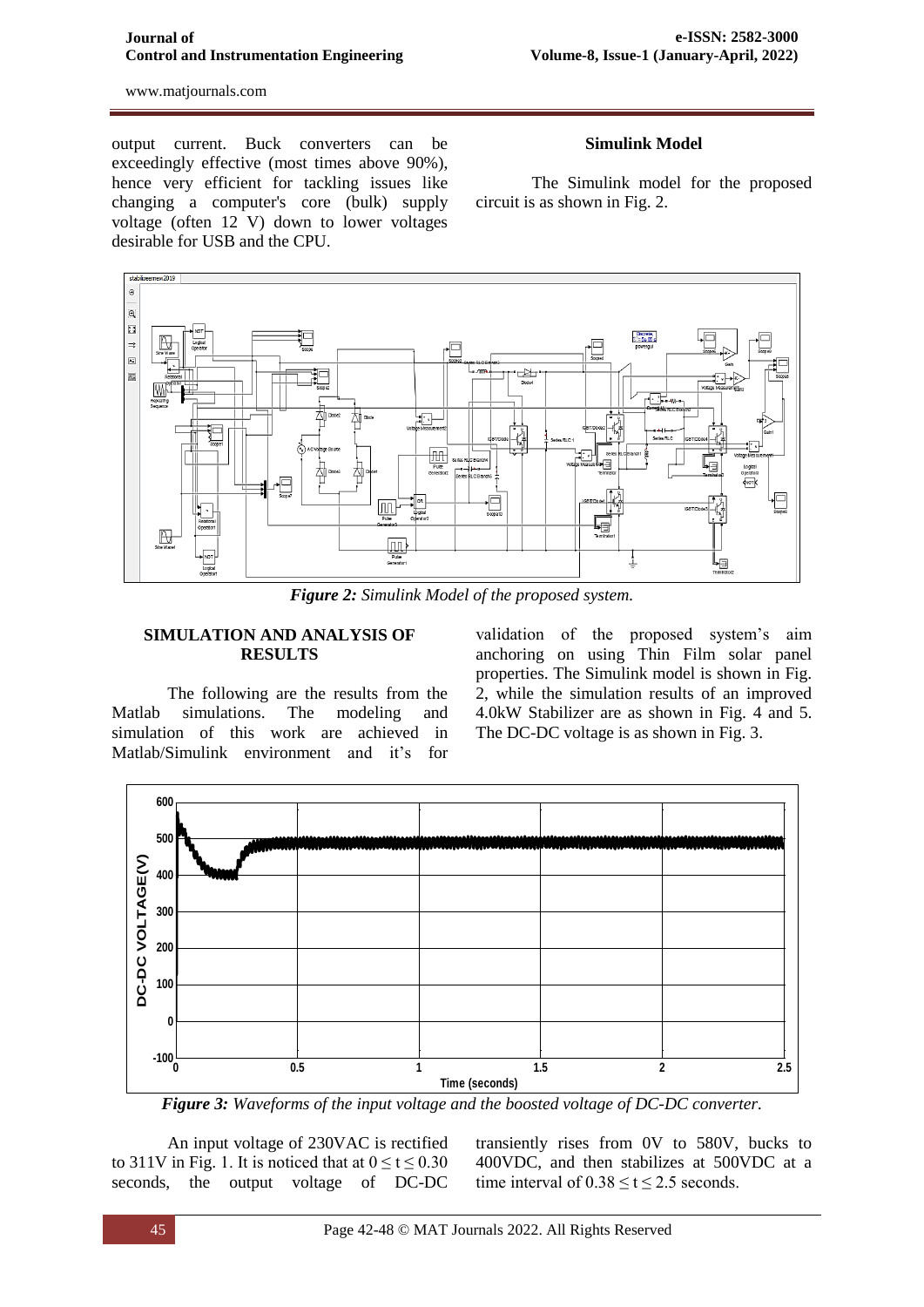output current. Buck converters can be exceedingly effective (most times above 90%), hence very efficient for tackling issues like changing a computer's core (bulk) supply voltage (often 12 V) down to lower voltages desirable for USB and the CPU.

### Simulink Model

The Simulink model for the proposed circuit is as shown in Fig. 2.

***Figure 2:** Simulink Model of the proposed system.*

## SIMULATION AND ANALYSIS OF RESULTS

The following are the results from the Matlab simulations. The modeling and simulation of this work are achieved in Matlab/Simulink environment and it's for validation of the proposed system's aim anchoring on using Thin Film solar panel properties. The Simulink model is shown in Fig. 2, while the simulation results of an improved 4.0kW Stabilizer are as shown in Fig. 4 and 5. The DC-DC voltage is as shown in Fig. 3.

***Figure 3:** Waveforms of the input voltage and the boosted voltage of DC-DC converter.*

An input voltage of 230VAC is rectified to 311V in Fig. 1. It is noticed that at $0 \leq t \leq 0.30$ seconds, the output voltage of DC-DC transiently rises from 0V to 580V, bucks to 400VDC, and then stabilizes at 500VDC at a time interval of $0.38 \leq t \leq 2.5$ seconds.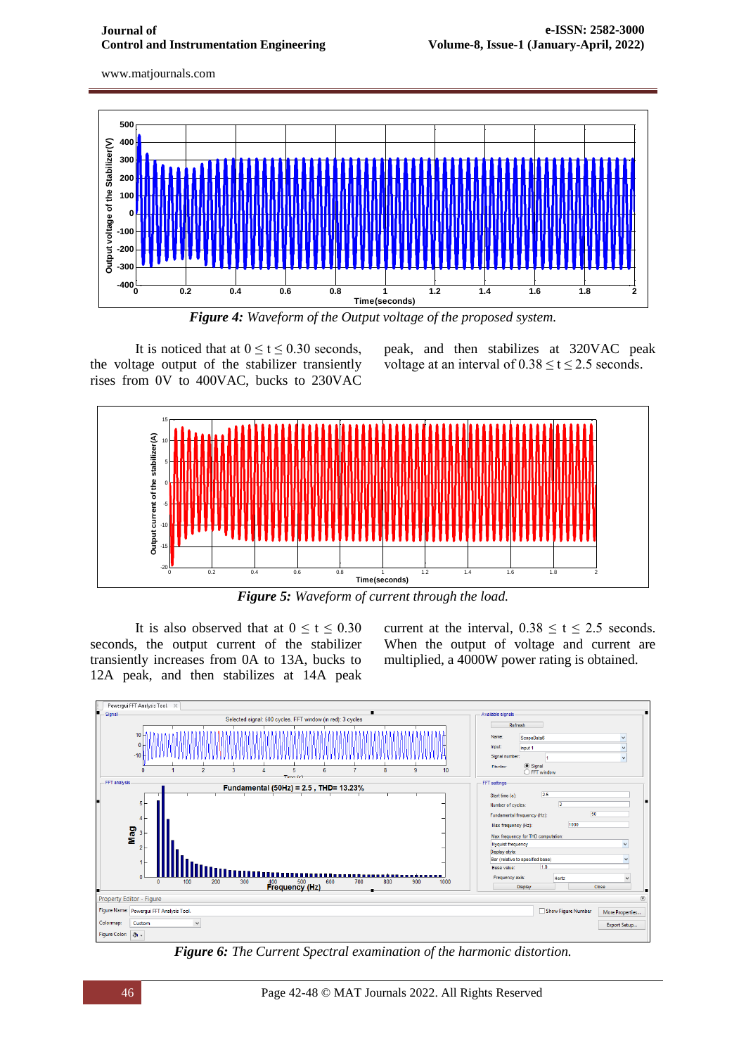*Figure 4: Waveform of the Output voltage of the proposed system.*

It is noticed that at $0 \leq t \leq 0.30$ seconds, the voltage output of the stabilizer transiently rises from 0V to 400VAC, bucks to 230VAC peak, and then stabilizes at 320VAC peak voltage at an interval of $0.38 \leq t \leq 2.5$ seconds.

*Figure 5: Waveform of current through the load.*

It is also observed that at $0 \leq t \leq 0.30$ seconds, the output current of the stabilizer transiently increases from 0A to 13A, bucks to 12A peak, and then stabilizes at 14A peak current at the interval, $0.38 \leq t \leq 2.5$ seconds. When the output of voltage and current are multiplied, a 4000W power rating is obtained.

*Figure 6: The Current Spectral examination of the harmonic distortion.*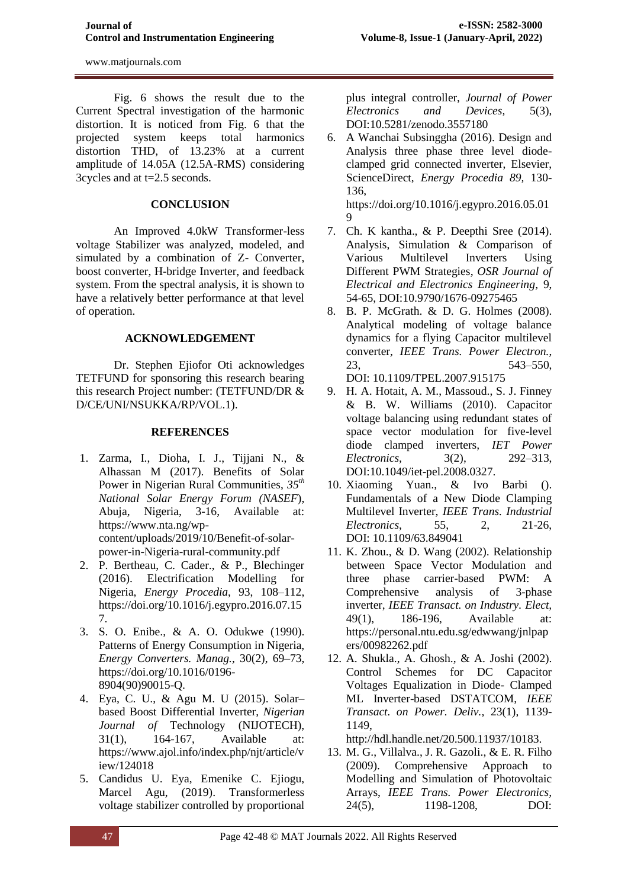Fig. 6 shows the result due to the Current Spectral investigation of the harmonic distortion. It is noticed from Fig. 6 that the projected system keeps total harmonics distortion THD, of 13.23% at a current amplitude of 14.05A (12.5A-RMS) considering 3cycles and at t=2.5 seconds.

## CONCLUSION

An Improved 4.0kW Transformer-less voltage Stabilizer was analyzed, modeled, and simulated by a combination of Z- Converter, boost converter, H-bridge Inverter, and feedback system. From the spectral analysis, it is shown to have a relatively better performance at that level of operation.

## ACKNOWLEDGEMENT

Dr. Stephen Ejiofor Oti acknowledges TETFUND for sponsoring this research bearing this research Project number: (TETFUND/DR & D/CE/UNI/NSUKKA/RP/VOL.1).

## REFERENCES

1. Zarma, I., Dioha, I. J., Tijjani N., & Alhassan M (2017). Benefits of Solar Power in Nigerian Rural Communities, *35th National Solar Energy Forum (NASEF*), Abuja, Nigeria, 3-16, Available at: https://www.nta.ng/wp-content/uploads/2019/10/Benefit-of-solar-power-in-Nigeria-rural-community.pdf
2. P. Bertheau, C. Cader., & P., Blechinger (2016). Electrification Modelling for Nigeria, *Energy Procedia*, 93, 108–112, https://doi.org/10.1016/j.egypro.2016.07.157.
3. S. O. Enibe., & A. O. Odukwe (1990). Patterns of Energy Consumption in Nigeria, *Energy Converters. Manag.*, 30(2), 69–73, https://doi.org/10.1016/0196-8904(90)90015-Q.
4. Eya, C. U., & Agu M. U (2015). Solar–based Boost Differential Inverter, *Nigerian Journal of* Technology (NIJOTECH), 31(1), 164-167, Available at: https://www.ajol.info/index.php/njt/article/view/124018
5. Candidus U. Eya, Emenike C. Ejiogu, Marcel Agu, (2019). Transformerless voltage stabilizer controlled by proportional plus integral controller, *Journal of Power Electronics and Devices,* 5(3), DOI:10.5281/zenodo.3557180
6. A Wanchai Subsinggha (2016). Design and Analysis three phase three level diode-clamped grid connected inverter, Elsevier, ScienceDirect, *Energy Procedia 89*, 130-136, https://doi.org/10.1016/j.egypro.2016.05.019
7. Ch. K kantha., & P. Deepthi Sree (2014). Analysis, Simulation & Comparison of Various Multilevel Inverters Using Different PWM Strategies, *OSR Journal of Electrical and Electronics Engineering*, 9, 54-65, DOI:10.9790/1676-09275465
8. B. P. McGrath. & D. G. Holmes (2008). Analytical modeling of voltage balance dynamics for a flying Capacitor multilevel converter, *IEEE Trans. Power Electron.*, 23, 543–550, DOI: 10.1109/TPEL.2007.915175
9. H. A. Hotait, A. M., Massoud., S. J. Finney & B. W. Williams (2010). Capacitor voltage balancing using redundant states of space vector modulation for five-level diode clamped inverters, *IET Power Electronics,* 3(2), 292–313, DOI:10.1049/iet-pel.2008.0327.
10. Xiaoming Yuan., & Ivo Barbi (). Fundamentals of a New Diode Clamping Multilevel Inverter, *IEEE Trans. Industrial Electronics*, 55, 2, 21-26, DOI: 10.1109/63.849041
11. K. Zhou., & D. Wang (2002). Relationship between Space Vector Modulation and three phase carrier-based PWM: A Comprehensive analysis of 3-phase inverter, *IEEE Transact. on Industry. Elect,* 49(1), 186-196, Available at: https://personal.ntu.edu.sg/edwwang/jnlpapers/00982262.pdf
12. A. Shukla., A. Ghosh., & A. Joshi (2002). Control Schemes for DC Capacitor Voltages Equalization in Diode- Clamped ML Inverter-based DSTATCOM, *IEEE Transact. on Power. Deliv.,* 23(1), 1139-1149, http://hdl.handle.net/20.500.11937/10183.
13. M. G., Villalva., J. R. Gazoli., & E. R. Filho (2009). Comprehensive Approach to Modelling and Simulation of Photovoltaic Arrays, *IEEE Trans. Power Electronics*, 24(5), 1198-1208, DOI: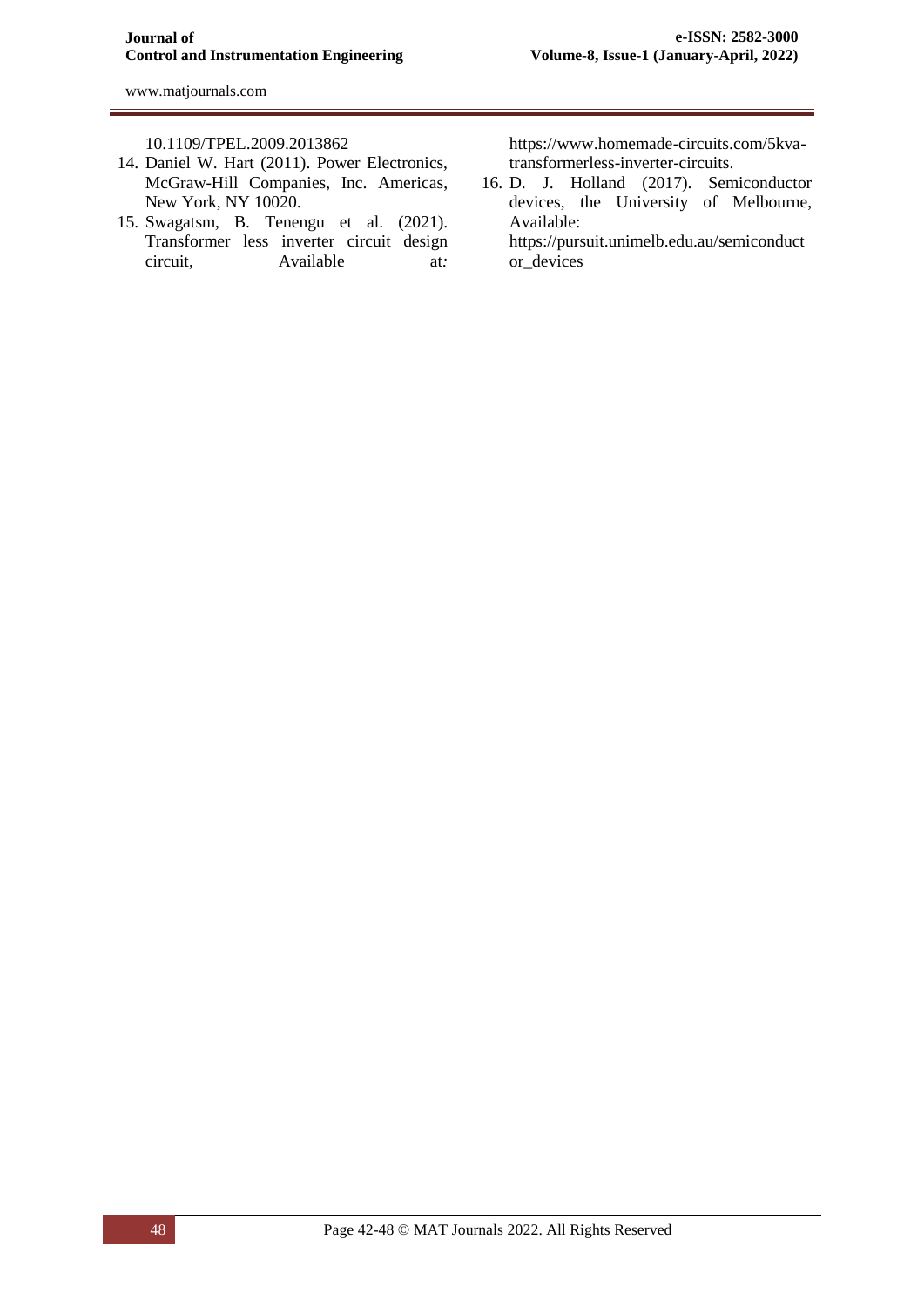10.1109/TPEL.2009.2013862

14. Daniel W. Hart (2011). Power Electronics, McGraw-Hill Companies, Inc. Americas, New York, NY 10020.
15. Swagatsm, B. Tenengu et al. (2021). Transformer less inverter circuit design circuit, Available at: https://www.homemade-circuits.com/5kva-transformerless-inverter-circuits.
16. D. J. Holland (2017). Semiconductor devices, the University of Melbourne, Available: https://pursuit.unimelb.edu.au/semiconductor_devices